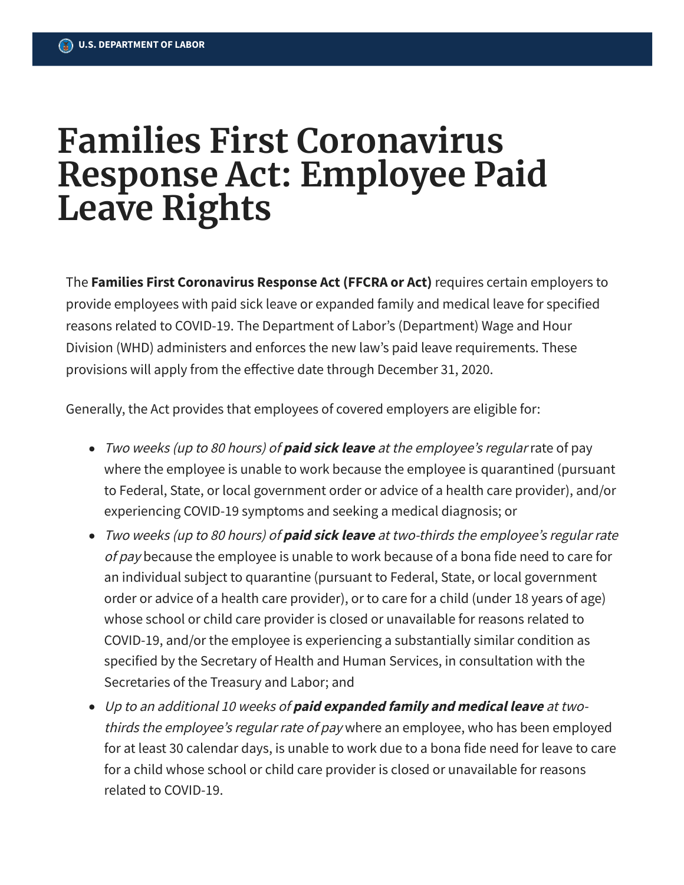U.S. DEPARTMENT OF LABOR

# Families First Coronavirus Response Act: Employee Paid Leave Rights

The **Families First Coronavirus Response Act (FFCRA or Act)** requires certain employers to provide employees with paid sick leave or expanded family and medical leave for specified reasons related to COVID-19. The Department of Labor's (Department) Wage and Hour Division (WHD) administers and enforces the new law's paid leave requirements. These provisions will apply from the effective date through December 31, 2020.

Generally, the Act provides that employees of covered employers are eligible for:

- *Two weeks (up to 80 hours) of* ***paid sick leave*** *at the employee's regular* rate of pay where the employee is unable to work because the employee is quarantined (pursuant to Federal, State, or local government order or advice of a health care provider), and/or experiencing COVID-19 symptoms and seeking a medical diagnosis; or
- *Two weeks (up to 80 hours) of* ***paid sick leave*** *at two-thirds the employee's regular rate of pay* because the employee is unable to work because of a bona fide need to care for an individual subject to quarantine (pursuant to Federal, State, or local government order or advice of a health care provider), or to care for a child (under 18 years of age) whose school or child care provider is closed or unavailable for reasons related to COVID-19, and/or the employee is experiencing a substantially similar condition as specified by the Secretary of Health and Human Services, in consultation with the Secretaries of the Treasury and Labor; and
- *Up to an additional 10 weeks of* ***paid expanded family and medical leave*** *at two-thirds the employee's regular rate of pay* where an employee, who has been employed for at least 30 calendar days, is unable to work due to a bona fide need for leave to care for a child whose school or child care provider is closed or unavailable for reasons related to COVID-19.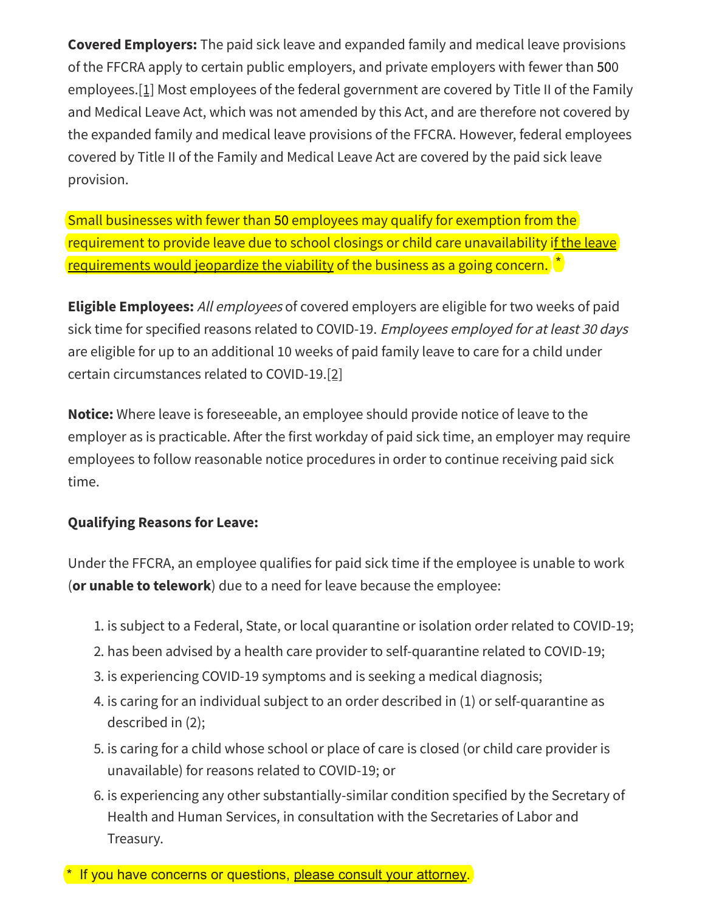**Covered Employers:** The paid sick leave and expanded family and medical leave provisions of the FFCRA apply to certain public employers, and private employers with fewer than 500 employees.[1] Most employees of the federal government are covered by Title II of the Family and Medical Leave Act, which was not amended by this Act, and are therefore not covered by the expanded family and medical leave provisions of the FFCRA. However, federal employees covered by Title II of the Family and Medical Leave Act are covered by the paid sick leave provision.

Small businesses with fewer than 50 employees may qualify for exemption from the requirement to provide leave due to school closings or child care unavailability if the leave requirements would jeopardize the viability of the business as a going concern. *

**Eligible Employees:** *All employees* of covered employers are eligible for two weeks of paid sick time for specified reasons related to COVID-19. *Employees employed for at least 30 days* are eligible for up to an additional 10 weeks of paid family leave to care for a child under certain circumstances related to COVID-19.[2]

**Notice:** Where leave is foreseeable, an employee should provide notice of leave to the employer as is practicable. After the first workday of paid sick time, an employer may require employees to follow reasonable notice procedures in order to continue receiving paid sick time.

**Qualifying Reasons for Leave:**

Under the FFCRA, an employee qualifies for paid sick time if the employee is unable to work (**or unable to telework**) due to a need for leave because the employee:

1. is subject to a Federal, State, or local quarantine or isolation order related to COVID-19;
2. has been advised by a health care provider to self-quarantine related to COVID-19;
3. is experiencing COVID-19 symptoms and is seeking a medical diagnosis;
4. is caring for an individual subject to an order described in (1) or self-quarantine as described in (2);
5. is caring for a child whose school or place of care is closed (or child care provider is unavailable) for reasons related to COVID-19; or
6. is experiencing any other substantially-similar condition specified by the Secretary of Health and Human Services, in consultation with the Secretaries of Labor and Treasury.

* If you have concerns or questions, please consult your attorney.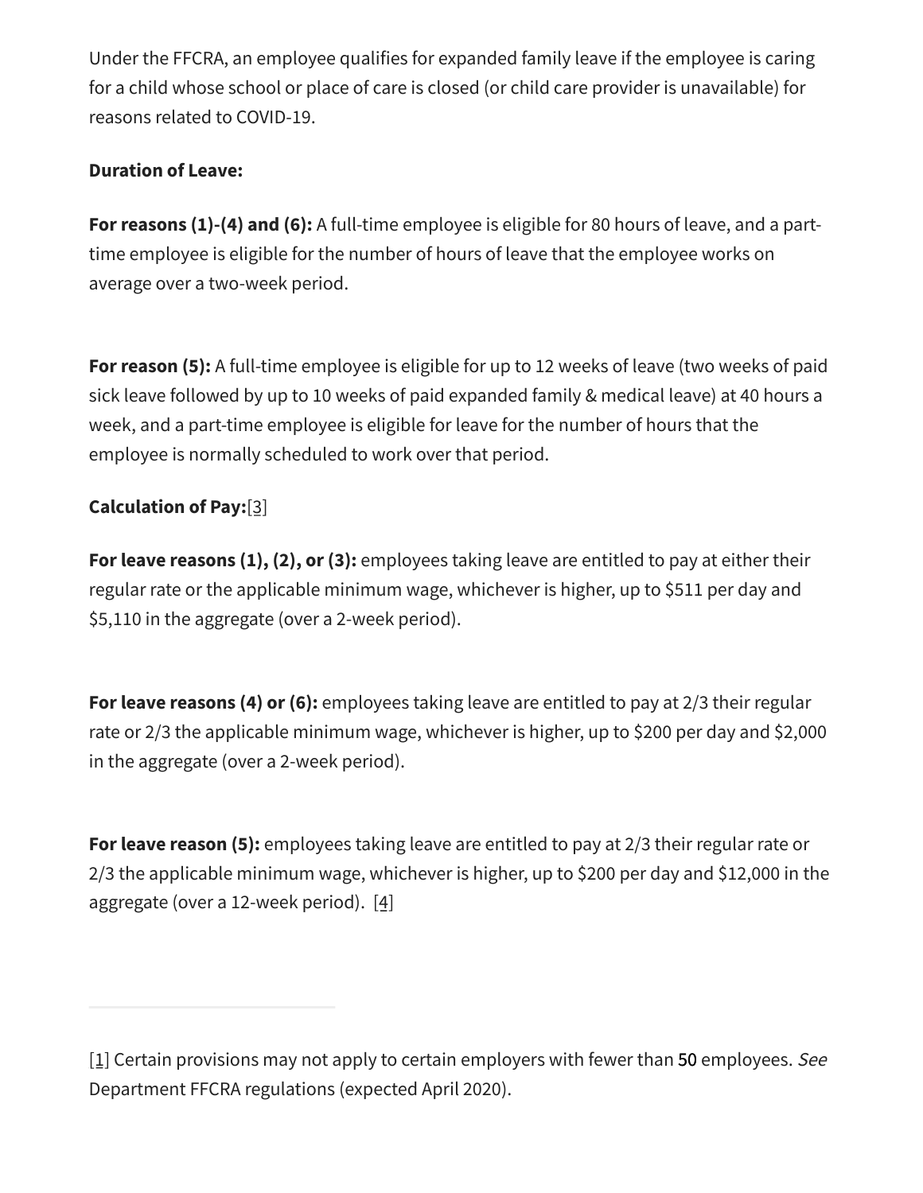Under the FFCRA, an employee qualifies for expanded family leave if the employee is caring for a child whose school or place of care is closed (or child care provider is unavailable) for reasons related to COVID-19.

**Duration of Leave:**

**For reasons (1)-(4) and (6):** A full-time employee is eligible for 80 hours of leave, and a part-time employee is eligible for the number of hours of leave that the employee works on average over a two-week period.

**For reason (5):** A full-time employee is eligible for up to 12 weeks of leave (two weeks of paid sick leave followed by up to 10 weeks of paid expanded family & medical leave) at 40 hours a week, and a part-time employee is eligible for leave for the number of hours that the employee is normally scheduled to work over that period.

**Calculation of Pay:**[3]

**For leave reasons (1), (2), or (3):** employees taking leave are entitled to pay at either their regular rate or the applicable minimum wage, whichever is higher, up to $511 per day and $5,110 in the aggregate (over a 2-week period).

**For leave reasons (4) or (6):** employees taking leave are entitled to pay at 2/3 their regular rate or 2/3 the applicable minimum wage, whichever is higher, up to $200 per day and $2,000 in the aggregate (over a 2-week period).

**For leave reason (5):** employees taking leave are entitled to pay at 2/3 their regular rate or 2/3 the applicable minimum wage, whichever is higher, up to $200 per day and $12,000 in the aggregate (over a 12-week period). [4]

---

[1] Certain provisions may not apply to certain employers with fewer than 50 employees. *See* Department FFCRA regulations (expected April 2020).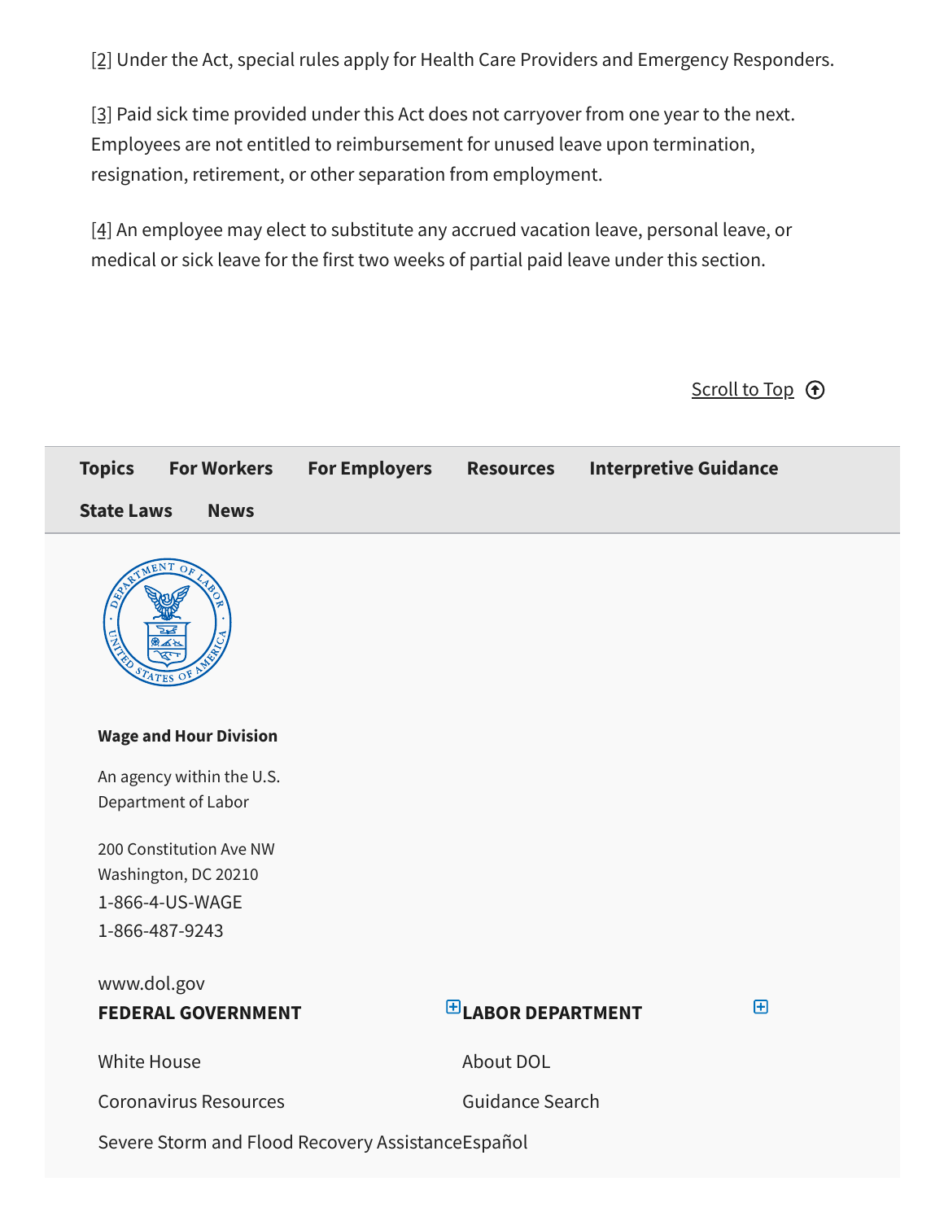[2] Under the Act, special rules apply for Health Care Providers and Emergency Responders.

[3] Paid sick time provided under this Act does not carryover from one year to the next. Employees are not entitled to reimbursement for unused leave upon termination, resignation, retirement, or other separation from employment.

[4] An employee may elect to substitute any accrued vacation leave, personal leave, or medical or sick leave for the first two weeks of partial paid leave under this section.

Scroll to Top

Topics For Workers For Employers Resources Interpretive Guidance State Laws News

**Wage and Hour Division**

An agency within the U.S. Department of Labor

200 Constitution Ave NW
Washington, DC 20210
1-866-4-US-WAGE
1-866-487-9243

www.dol.gov

**FEDERAL GOVERNMENT**

White House

Coronavirus Resources

Severe Storm and Flood Recovery Assistance

**LABOR DEPARTMENT**

About DOL

Guidance Search

Español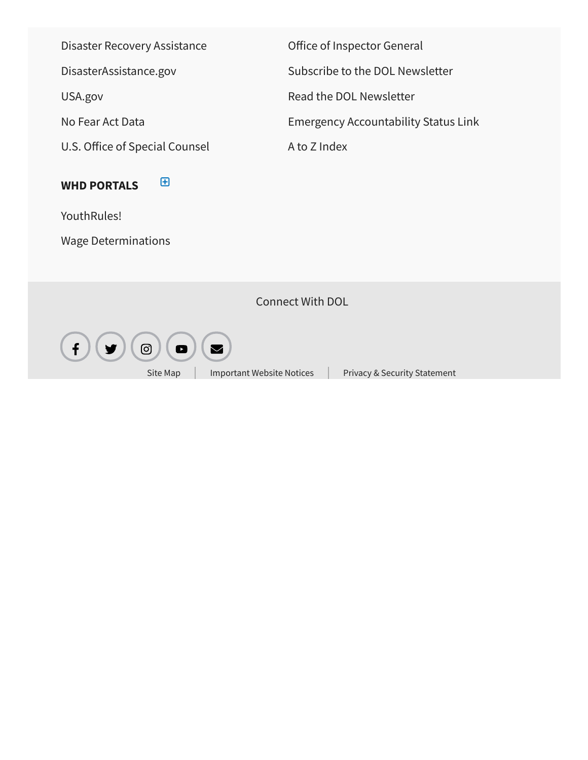Disaster Recovery Assistance

DisasterAssistance.gov

USA.gov

No Fear Act Data

U.S. Office of Special Counsel

Office of Inspector General

Subscribe to the DOL Newsletter

Read the DOL Newsletter

Emergency Accountability Status Link

A to Z Index

**WHD PORTALS**

YouthRules!

Wage Determinations

Connect With DOL

Site Map | Important Website Notices | Privacy & Security Statement